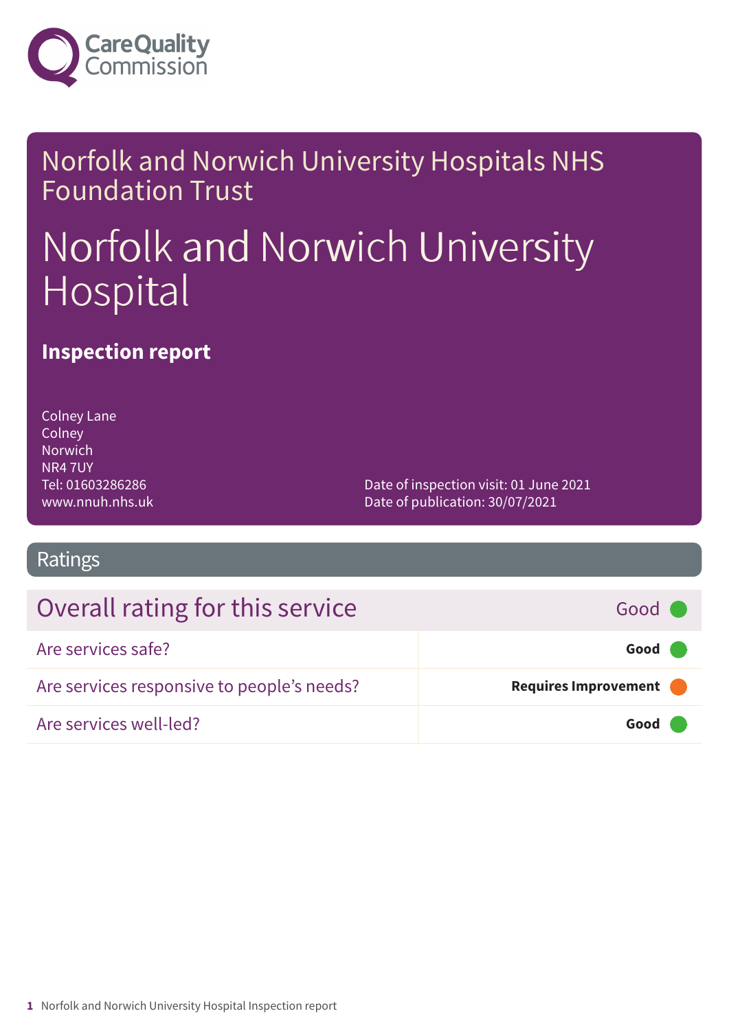Care Quality Commission

# Norfolk and Norwich University Hospitals NHS Foundation Trust

# Norfolk and Norwich University Hospital

## Inspection report

Colney Lane
Colney
Norwich
NR4 7UY
Tel: 01603286286
www.nnuh.nhs.uk

Date of inspection visit: 01 June 2021
Date of publication: 30/07/2021

## Ratings

| Overall rating for this service | Good |
|---|---|
| Are services safe? | **Good** |
| Are services responsive to people's needs? | **Requires Improvement** |
| Are services well-led? | **Good** |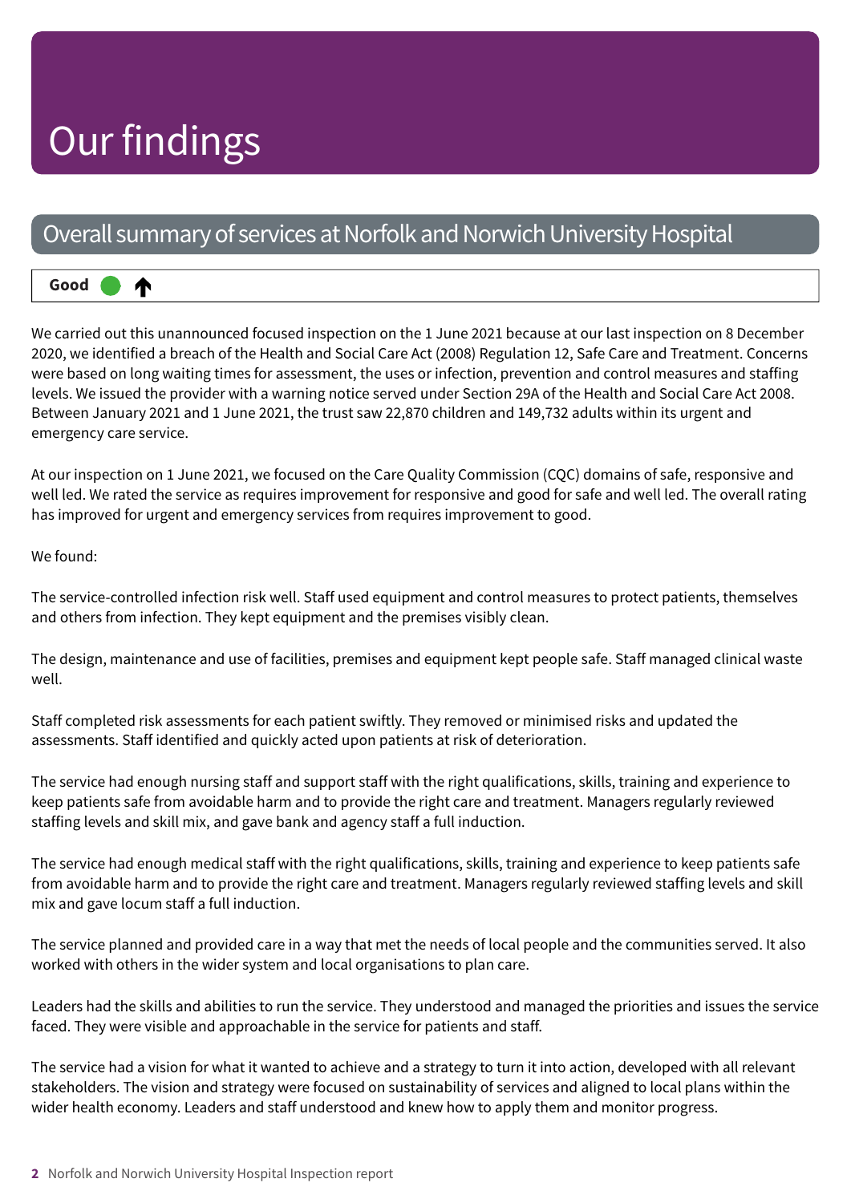# Our findings

## Overall summary of services at Norfolk and Norwich University Hospital

**Good** ● ↑

We carried out this unannounced focused inspection on the 1 June 2021 because at our last inspection on 8 December 2020, we identified a breach of the Health and Social Care Act (2008) Regulation 12, Safe Care and Treatment. Concerns were based on long waiting times for assessment, the uses or infection, prevention and control measures and staffing levels. We issued the provider with a warning notice served under Section 29A of the Health and Social Care Act 2008. Between January 2021 and 1 June 2021, the trust saw 22,870 children and 149,732 adults within its urgent and emergency care service.

At our inspection on 1 June 2021, we focused on the Care Quality Commission (CQC) domains of safe, responsive and well led. We rated the service as requires improvement for responsive and good for safe and well led. The overall rating has improved for urgent and emergency services from requires improvement to good.

We found:

The service-controlled infection risk well. Staff used equipment and control measures to protect patients, themselves and others from infection. They kept equipment and the premises visibly clean.

The design, maintenance and use of facilities, premises and equipment kept people safe. Staff managed clinical waste well.

Staff completed risk assessments for each patient swiftly. They removed or minimised risks and updated the assessments. Staff identified and quickly acted upon patients at risk of deterioration.

The service had enough nursing staff and support staff with the right qualifications, skills, training and experience to keep patients safe from avoidable harm and to provide the right care and treatment. Managers regularly reviewed staffing levels and skill mix, and gave bank and agency staff a full induction.

The service had enough medical staff with the right qualifications, skills, training and experience to keep patients safe from avoidable harm and to provide the right care and treatment. Managers regularly reviewed staffing levels and skill mix and gave locum staff a full induction.

The service planned and provided care in a way that met the needs of local people and the communities served. It also worked with others in the wider system and local organisations to plan care.

Leaders had the skills and abilities to run the service. They understood and managed the priorities and issues the service faced. They were visible and approachable in the service for patients and staff.

The service had a vision for what it wanted to achieve and a strategy to turn it into action, developed with all relevant stakeholders. The vision and strategy were focused on sustainability of services and aligned to local plans within the wider health economy. Leaders and staff understood and knew how to apply them and monitor progress.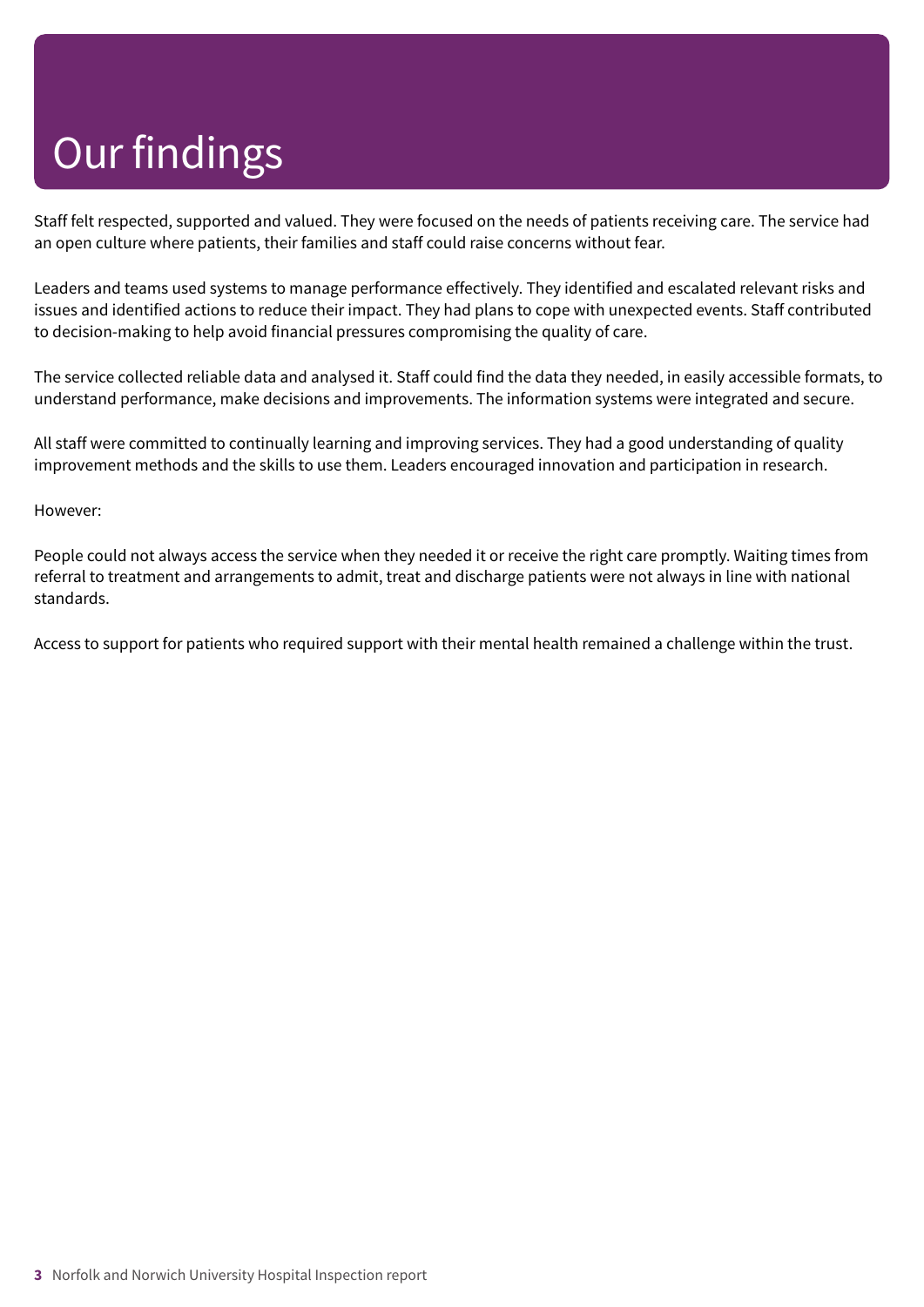# Our findings

Staff felt respected, supported and valued. They were focused on the needs of patients receiving care. The service had an open culture where patients, their families and staff could raise concerns without fear.

Leaders and teams used systems to manage performance effectively. They identified and escalated relevant risks and issues and identified actions to reduce their impact. They had plans to cope with unexpected events. Staff contributed to decision-making to help avoid financial pressures compromising the quality of care.

The service collected reliable data and analysed it. Staff could find the data they needed, in easily accessible formats, to understand performance, make decisions and improvements. The information systems were integrated and secure.

All staff were committed to continually learning and improving services. They had a good understanding of quality improvement methods and the skills to use them. Leaders encouraged innovation and participation in research.

However:

People could not always access the service when they needed it or receive the right care promptly. Waiting times from referral to treatment and arrangements to admit, treat and discharge patients were not always in line with national standards.

Access to support for patients who required support with their mental health remained a challenge within the trust.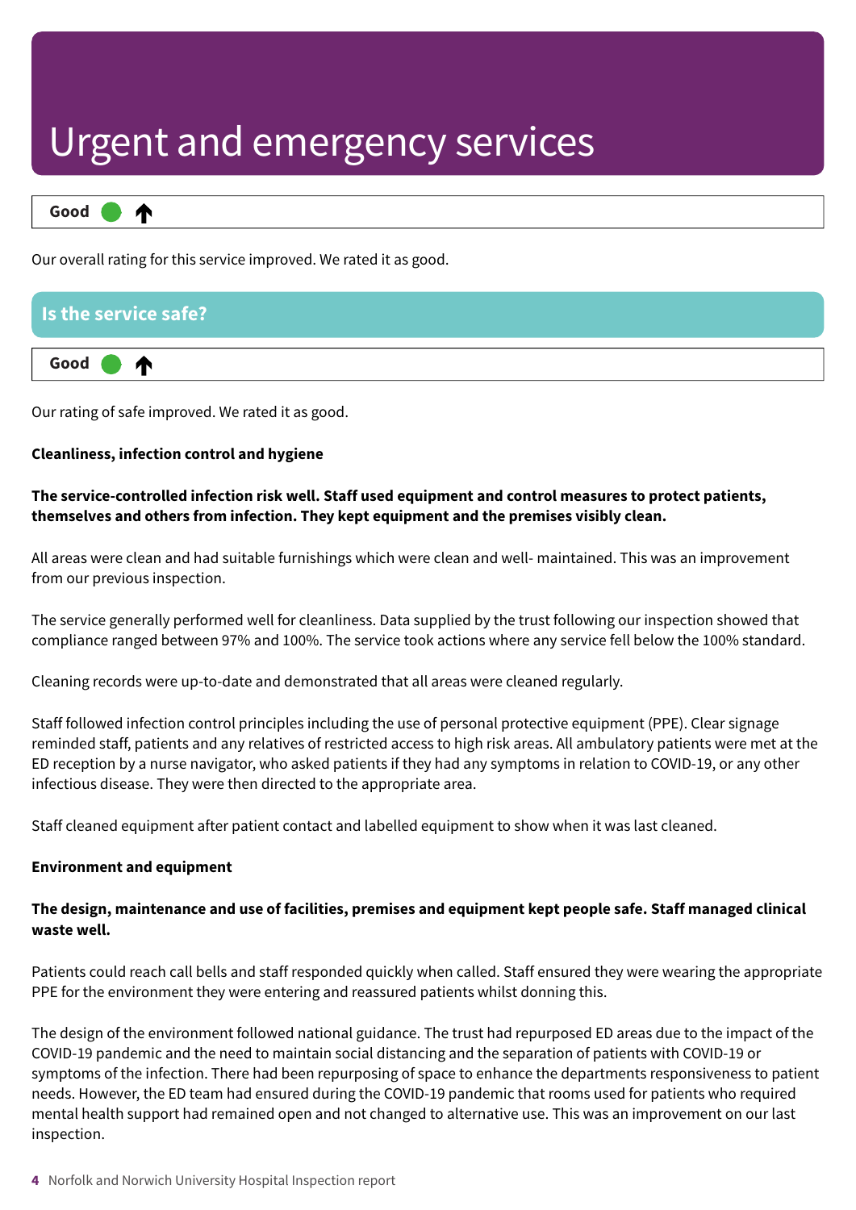# Urgent and emergency services

**Good** ⬆

Our overall rating for this service improved. We rated it as good.

## Is the service safe?

**Good** ⬆

Our rating of safe improved. We rated it as good.

**Cleanliness, infection control and hygiene**

**The service-controlled infection risk well. Staff used equipment and control measures to protect patients, themselves and others from infection. They kept equipment and the premises visibly clean.**

All areas were clean and had suitable furnishings which were clean and well- maintained. This was an improvement from our previous inspection.

The service generally performed well for cleanliness. Data supplied by the trust following our inspection showed that compliance ranged between 97% and 100%. The service took actions where any service fell below the 100% standard.

Cleaning records were up-to-date and demonstrated that all areas were cleaned regularly.

Staff followed infection control principles including the use of personal protective equipment (PPE). Clear signage reminded staff, patients and any relatives of restricted access to high risk areas. All ambulatory patients were met at the ED reception by a nurse navigator, who asked patients if they had any symptoms in relation to COVID-19, or any other infectious disease. They were then directed to the appropriate area.

Staff cleaned equipment after patient contact and labelled equipment to show when it was last cleaned.

**Environment and equipment**

**The design, maintenance and use of facilities, premises and equipment kept people safe. Staff managed clinical waste well.**

Patients could reach call bells and staff responded quickly when called. Staff ensured they were wearing the appropriate PPE for the environment they were entering and reassured patients whilst donning this.

The design of the environment followed national guidance. The trust had repurposed ED areas due to the impact of the COVID-19 pandemic and the need to maintain social distancing and the separation of patients with COVID-19 or symptoms of the infection. There had been repurposing of space to enhance the departments responsiveness to patient needs. However, the ED team had ensured during the COVID-19 pandemic that rooms used for patients who required mental health support had remained open and not changed to alternative use. This was an improvement on our last inspection.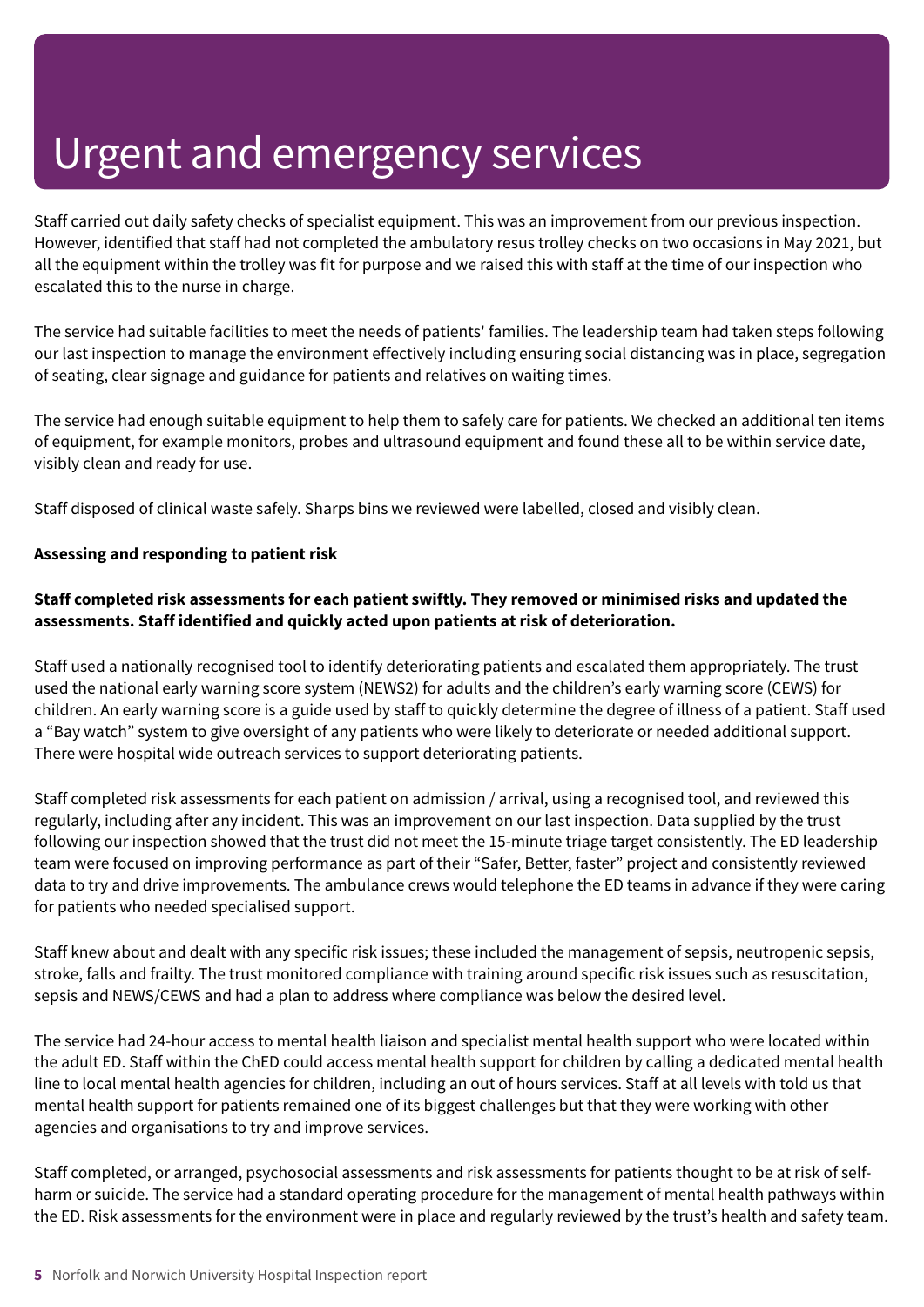# Urgent and emergency services

Staff carried out daily safety checks of specialist equipment. This was an improvement from our previous inspection. However, identified that staff had not completed the ambulatory resus trolley checks on two occasions in May 2021, but all the equipment within the trolley was fit for purpose and we raised this with staff at the time of our inspection who escalated this to the nurse in charge.

The service had suitable facilities to meet the needs of patients' families. The leadership team had taken steps following our last inspection to manage the environment effectively including ensuring social distancing was in place, segregation of seating, clear signage and guidance for patients and relatives on waiting times.

The service had enough suitable equipment to help them to safely care for patients. We checked an additional ten items of equipment, for example monitors, probes and ultrasound equipment and found these all to be within service date, visibly clean and ready for use.

Staff disposed of clinical waste safely. Sharps bins we reviewed were labelled, closed and visibly clean.

**Assessing and responding to patient risk**

**Staff completed risk assessments for each patient swiftly. They removed or minimised risks and updated the assessments. Staff identified and quickly acted upon patients at risk of deterioration.**

Staff used a nationally recognised tool to identify deteriorating patients and escalated them appropriately. The trust used the national early warning score system (NEWS2) for adults and the children's early warning score (CEWS) for children. An early warning score is a guide used by staff to quickly determine the degree of illness of a patient. Staff used a "Bay watch" system to give oversight of any patients who were likely to deteriorate or needed additional support. There were hospital wide outreach services to support deteriorating patients.

Staff completed risk assessments for each patient on admission / arrival, using a recognised tool, and reviewed this regularly, including after any incident. This was an improvement on our last inspection. Data supplied by the trust following our inspection showed that the trust did not meet the 15-minute triage target consistently. The ED leadership team were focused on improving performance as part of their "Safer, Better, faster" project and consistently reviewed data to try and drive improvements. The ambulance crews would telephone the ED teams in advance if they were caring for patients who needed specialised support.

Staff knew about and dealt with any specific risk issues; these included the management of sepsis, neutropenic sepsis, stroke, falls and frailty. The trust monitored compliance with training around specific risk issues such as resuscitation, sepsis and NEWS/CEWS and had a plan to address where compliance was below the desired level.

The service had 24-hour access to mental health liaison and specialist mental health support who were located within the adult ED. Staff within the ChED could access mental health support for children by calling a dedicated mental health line to local mental health agencies for children, including an out of hours services. Staff at all levels with told us that mental health support for patients remained one of its biggest challenges but that they were working with other agencies and organisations to try and improve services.

Staff completed, or arranged, psychosocial assessments and risk assessments for patients thought to be at risk of self-harm or suicide. The service had a standard operating procedure for the management of mental health pathways within the ED. Risk assessments for the environment were in place and regularly reviewed by the trust's health and safety team.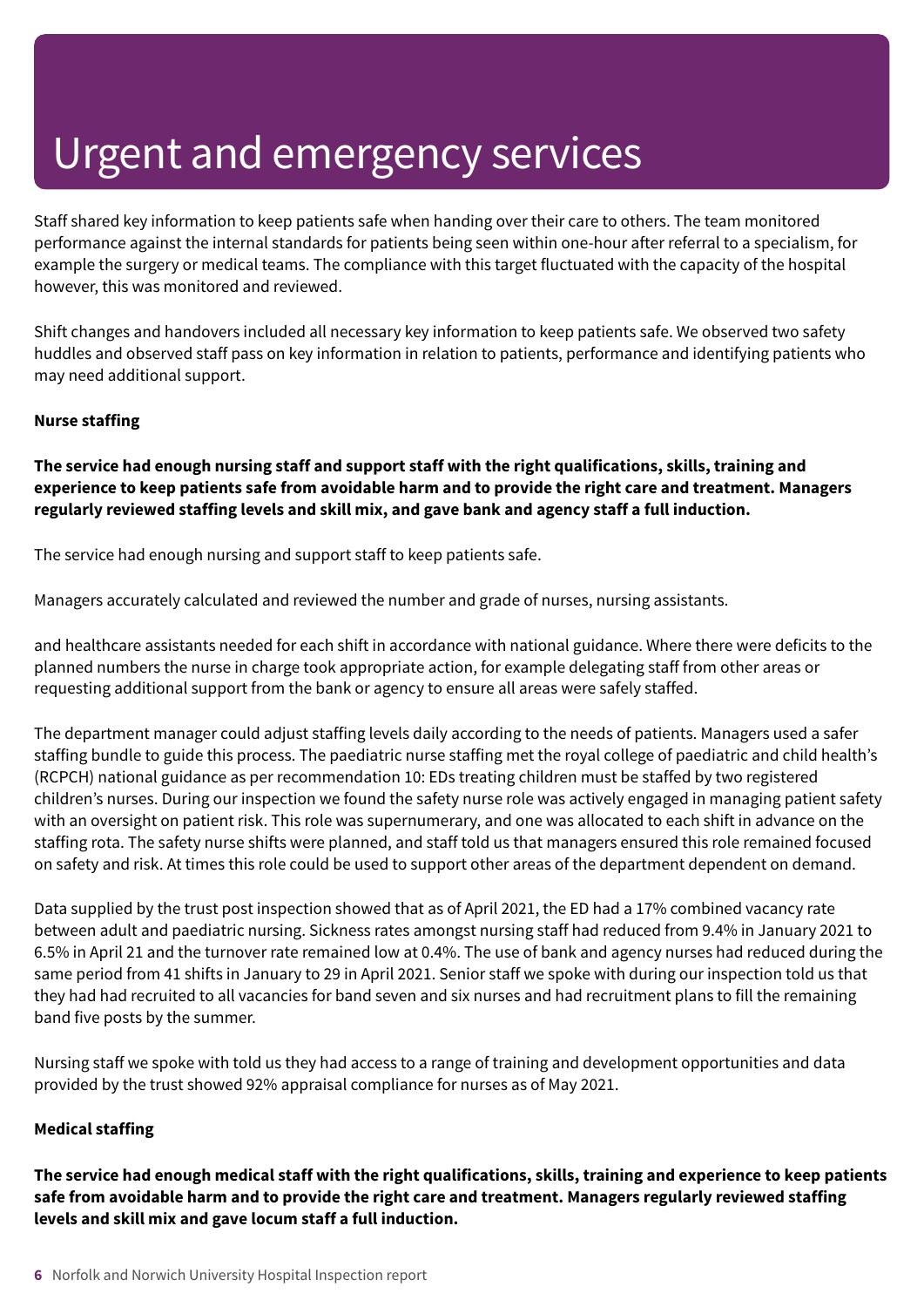# Urgent and emergency services

Staff shared key information to keep patients safe when handing over their care to others. The team monitored performance against the internal standards for patients being seen within one-hour after referral to a specialism, for example the surgery or medical teams. The compliance with this target fluctuated with the capacity of the hospital however, this was monitored and reviewed.

Shift changes and handovers included all necessary key information to keep patients safe. We observed two safety huddles and observed staff pass on key information in relation to patients, performance and identifying patients who may need additional support.

**Nurse staffing**

**The service had enough nursing staff and support staff with the right qualifications, skills, training and experience to keep patients safe from avoidable harm and to provide the right care and treatment. Managers regularly reviewed staffing levels and skill mix, and gave bank and agency staff a full induction.**

The service had enough nursing and support staff to keep patients safe.

Managers accurately calculated and reviewed the number and grade of nurses, nursing assistants.

and healthcare assistants needed for each shift in accordance with national guidance. Where there were deficits to the planned numbers the nurse in charge took appropriate action, for example delegating staff from other areas or requesting additional support from the bank or agency to ensure all areas were safely staffed.

The department manager could adjust staffing levels daily according to the needs of patients. Managers used a safer staffing bundle to guide this process. The paediatric nurse staffing met the royal college of paediatric and child health's (RCPCH) national guidance as per recommendation 10: EDs treating children must be staffed by two registered children's nurses. During our inspection we found the safety nurse role was actively engaged in managing patient safety with an oversight on patient risk. This role was supernumerary, and one was allocated to each shift in advance on the staffing rota. The safety nurse shifts were planned, and staff told us that managers ensured this role remained focused on safety and risk. At times this role could be used to support other areas of the department dependent on demand.

Data supplied by the trust post inspection showed that as of April 2021, the ED had a 17% combined vacancy rate between adult and paediatric nursing. Sickness rates amongst nursing staff had reduced from 9.4% in January 2021 to 6.5% in April 21 and the turnover rate remained low at 0.4%. The use of bank and agency nurses had reduced during the same period from 41 shifts in January to 29 in April 2021. Senior staff we spoke with during our inspection told us that they had had recruited to all vacancies for band seven and six nurses and had recruitment plans to fill the remaining band five posts by the summer.

Nursing staff we spoke with told us they had access to a range of training and development opportunities and data provided by the trust showed 92% appraisal compliance for nurses as of May 2021.

**Medical staffing**

**The service had enough medical staff with the right qualifications, skills, training and experience to keep patients safe from avoidable harm and to provide the right care and treatment. Managers regularly reviewed staffing levels and skill mix and gave locum staff a full induction.**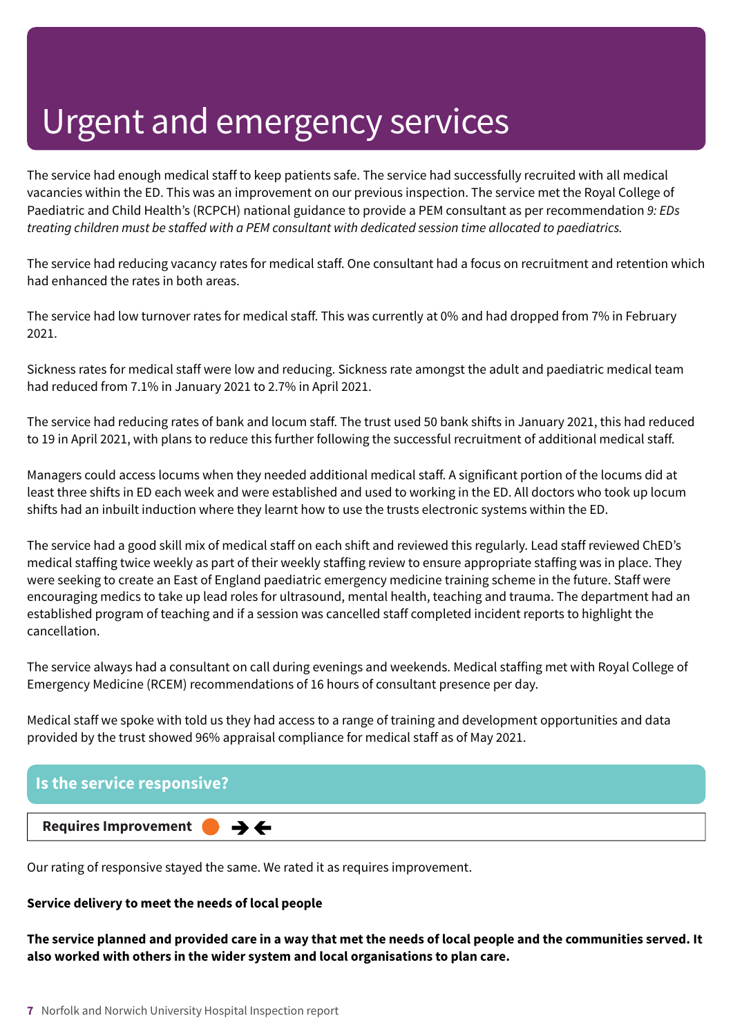# Urgent and emergency services

The service had enough medical staff to keep patients safe. The service had successfully recruited with all medical vacancies within the ED. This was an improvement on our previous inspection. The service met the Royal College of Paediatric and Child Health's (RCPCH) national guidance to provide a PEM consultant as per recommendation *9: EDs treating children must be staffed with a PEM consultant with dedicated session time allocated to paediatrics.*

The service had reducing vacancy rates for medical staff. One consultant had a focus on recruitment and retention which had enhanced the rates in both areas.

The service had low turnover rates for medical staff. This was currently at 0% and had dropped from 7% in February 2021.

Sickness rates for medical staff were low and reducing. Sickness rate amongst the adult and paediatric medical team had reduced from 7.1% in January 2021 to 2.7% in April 2021.

The service had reducing rates of bank and locum staff. The trust used 50 bank shifts in January 2021, this had reduced to 19 in April 2021, with plans to reduce this further following the successful recruitment of additional medical staff.

Managers could access locums when they needed additional medical staff. A significant portion of the locums did at least three shifts in ED each week and were established and used to working in the ED. All doctors who took up locum shifts had an inbuilt induction where they learnt how to use the trusts electronic systems within the ED.

The service had a good skill mix of medical staff on each shift and reviewed this regularly. Lead staff reviewed ChED's medical staffing twice weekly as part of their weekly staffing review to ensure appropriate staffing was in place. They were seeking to create an East of England paediatric emergency medicine training scheme in the future. Staff were encouraging medics to take up lead roles for ultrasound, mental health, teaching and trauma. The department had an established program of teaching and if a session was cancelled staff completed incident reports to highlight the cancellation.

The service always had a consultant on call during evenings and weekends. Medical staffing met with Royal College of Emergency Medicine (RCEM) recommendations of 16 hours of consultant presence per day.

Medical staff we spoke with told us they had access to a range of training and development opportunities and data provided by the trust showed 96% appraisal compliance for medical staff as of May 2021.

## Is the service responsive?

**Requires Improvement** ➔➔

Our rating of responsive stayed the same. We rated it as requires improvement.

**Service delivery to meet the needs of local people**

**The service planned and provided care in a way that met the needs of local people and the communities served. It also worked with others in the wider system and local organisations to plan care.**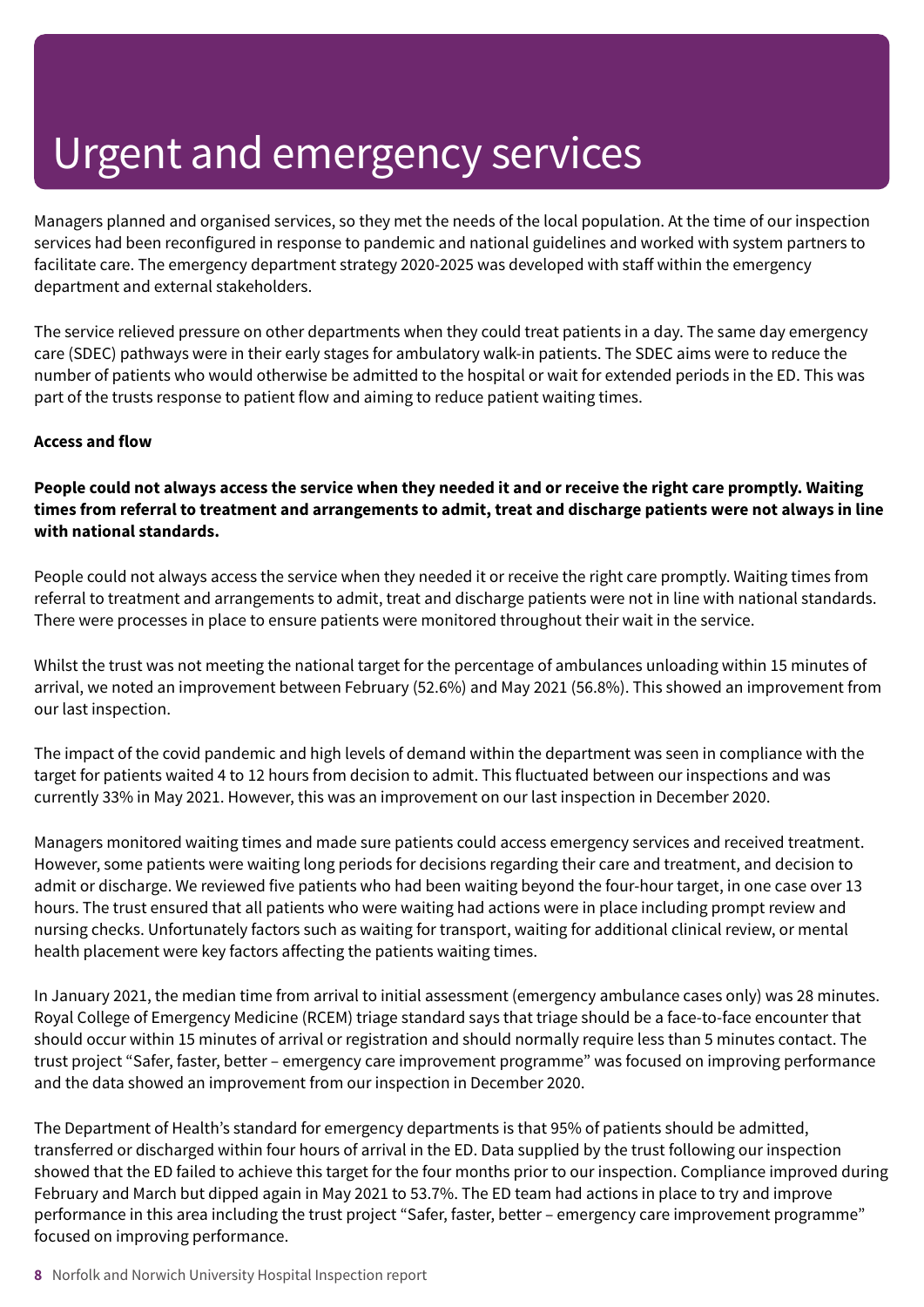# Urgent and emergency services

Managers planned and organised services, so they met the needs of the local population. At the time of our inspection services had been reconfigured in response to pandemic and national guidelines and worked with system partners to facilitate care. The emergency department strategy 2020-2025 was developed with staff within the emergency department and external stakeholders.

The service relieved pressure on other departments when they could treat patients in a day. The same day emergency care (SDEC) pathways were in their early stages for ambulatory walk-in patients. The SDEC aims were to reduce the number of patients who would otherwise be admitted to the hospital or wait for extended periods in the ED. This was part of the trusts response to patient flow and aiming to reduce patient waiting times.

**Access and flow**

**People could not always access the service when they needed it and or receive the right care promptly. Waiting times from referral to treatment and arrangements to admit, treat and discharge patients were not always in line with national standards.**

People could not always access the service when they needed it or receive the right care promptly. Waiting times from referral to treatment and arrangements to admit, treat and discharge patients were not in line with national standards. There were processes in place to ensure patients were monitored throughout their wait in the service.

Whilst the trust was not meeting the national target for the percentage of ambulances unloading within 15 minutes of arrival, we noted an improvement between February (52.6%) and May 2021 (56.8%). This showed an improvement from our last inspection.

The impact of the covid pandemic and high levels of demand within the department was seen in compliance with the target for patients waited 4 to 12 hours from decision to admit. This fluctuated between our inspections and was currently 33% in May 2021. However, this was an improvement on our last inspection in December 2020.

Managers monitored waiting times and made sure patients could access emergency services and received treatment. However, some patients were waiting long periods for decisions regarding their care and treatment, and decision to admit or discharge. We reviewed five patients who had been waiting beyond the four-hour target, in one case over 13 hours. The trust ensured that all patients who were waiting had actions were in place including prompt review and nursing checks. Unfortunately factors such as waiting for transport, waiting for additional clinical review, or mental health placement were key factors affecting the patients waiting times.

In January 2021, the median time from arrival to initial assessment (emergency ambulance cases only) was 28 minutes. Royal College of Emergency Medicine (RCEM) triage standard says that triage should be a face-to-face encounter that should occur within 15 minutes of arrival or registration and should normally require less than 5 minutes contact. The trust project "Safer, faster, better – emergency care improvement programme" was focused on improving performance and the data showed an improvement from our inspection in December 2020.

The Department of Health's standard for emergency departments is that 95% of patients should be admitted, transferred or discharged within four hours of arrival in the ED. Data supplied by the trust following our inspection showed that the ED failed to achieve this target for the four months prior to our inspection. Compliance improved during February and March but dipped again in May 2021 to 53.7%. The ED team had actions in place to try and improve performance in this area including the trust project "Safer, faster, better – emergency care improvement programme" focused on improving performance.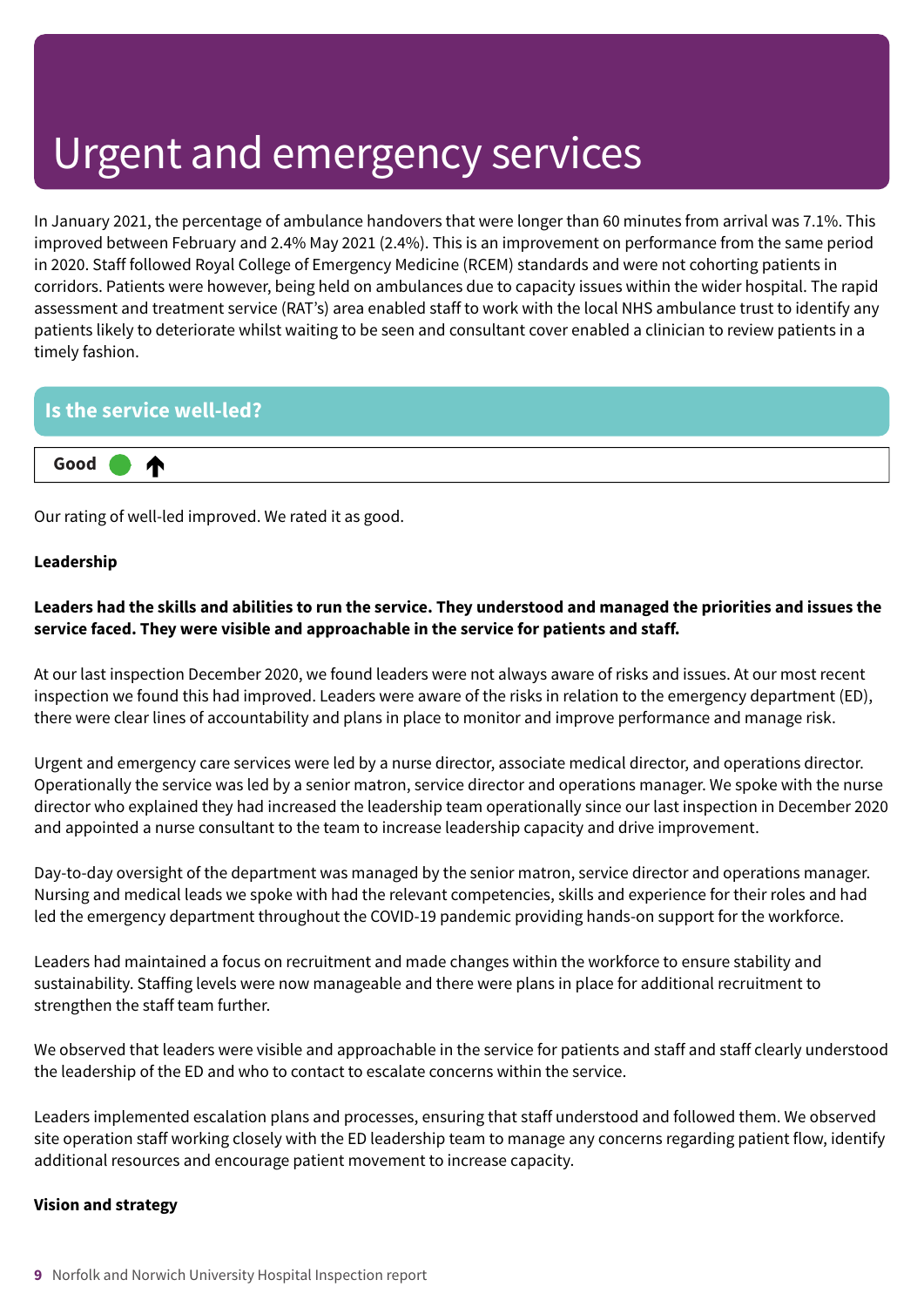# Urgent and emergency services

In January 2021, the percentage of ambulance handovers that were longer than 60 minutes from arrival was 7.1%. This improved between February and 2.4% May 2021 (2.4%). This is an improvement on performance from the same period in 2020. Staff followed Royal College of Emergency Medicine (RCEM) standards and were not cohorting patients in corridors. Patients were however, being held on ambulances due to capacity issues within the wider hospital. The rapid assessment and treatment service (RAT's) area enabled staff to work with the local NHS ambulance trust to identify any patients likely to deteriorate whilst waiting to be seen and consultant cover enabled a clinician to review patients in a timely fashion.

## Is the service well-led?

**Good** ↑

Our rating of well-led improved. We rated it as good.

**Leadership**

**Leaders had the skills and abilities to run the service. They understood and managed the priorities and issues the service faced. They were visible and approachable in the service for patients and staff.**

At our last inspection December 2020, we found leaders were not always aware of risks and issues. At our most recent inspection we found this had improved. Leaders were aware of the risks in relation to the emergency department (ED), there were clear lines of accountability and plans in place to monitor and improve performance and manage risk.

Urgent and emergency care services were led by a nurse director, associate medical director, and operations director. Operationally the service was led by a senior matron, service director and operations manager. We spoke with the nurse director who explained they had increased the leadership team operationally since our last inspection in December 2020 and appointed a nurse consultant to the team to increase leadership capacity and drive improvement.

Day-to-day oversight of the department was managed by the senior matron, service director and operations manager. Nursing and medical leads we spoke with had the relevant competencies, skills and experience for their roles and had led the emergency department throughout the COVID-19 pandemic providing hands-on support for the workforce.

Leaders had maintained a focus on recruitment and made changes within the workforce to ensure stability and sustainability. Staffing levels were now manageable and there were plans in place for additional recruitment to strengthen the staff team further.

We observed that leaders were visible and approachable in the service for patients and staff and staff clearly understood the leadership of the ED and who to contact to escalate concerns within the service.

Leaders implemented escalation plans and processes, ensuring that staff understood and followed them. We observed site operation staff working closely with the ED leadership team to manage any concerns regarding patient flow, identify additional resources and encourage patient movement to increase capacity.

**Vision and strategy**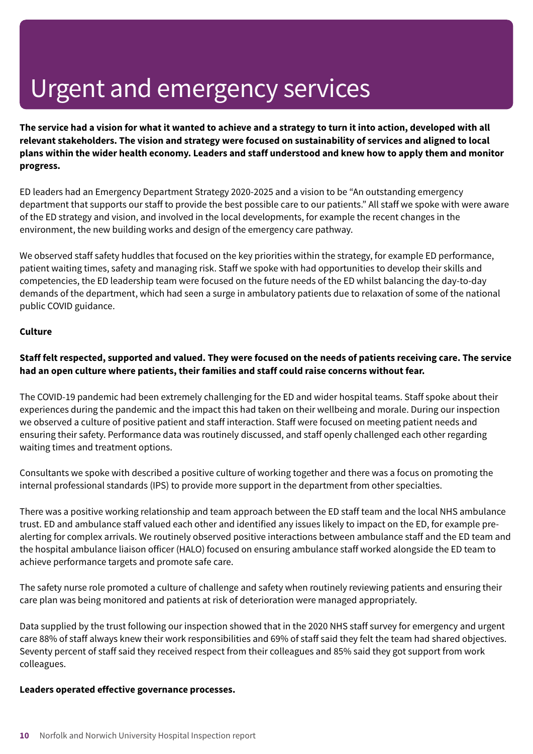# Urgent and emergency services

**The service had a vision for what it wanted to achieve and a strategy to turn it into action, developed with all relevant stakeholders. The vision and strategy were focused on sustainability of services and aligned to local plans within the wider health economy. Leaders and staff understood and knew how to apply them and monitor progress.**

ED leaders had an Emergency Department Strategy 2020-2025 and a vision to be "An outstanding emergency department that supports our staff to provide the best possible care to our patients." All staff we spoke with were aware of the ED strategy and vision, and involved in the local developments, for example the recent changes in the environment, the new building works and design of the emergency care pathway.

We observed staff safety huddles that focused on the key priorities within the strategy, for example ED performance, patient waiting times, safety and managing risk. Staff we spoke with had opportunities to develop their skills and competencies, the ED leadership team were focused on the future needs of the ED whilst balancing the day-to-day demands of the department, which had seen a surge in ambulatory patients due to relaxation of some of the national public COVID guidance.

**Culture**

**Staff felt respected, supported and valued. They were focused on the needs of patients receiving care. The service had an open culture where patients, their families and staff could raise concerns without fear.**

The COVID-19 pandemic had been extremely challenging for the ED and wider hospital teams. Staff spoke about their experiences during the pandemic and the impact this had taken on their wellbeing and morale. During our inspection we observed a culture of positive patient and staff interaction. Staff were focused on meeting patient needs and ensuring their safety. Performance data was routinely discussed, and staff openly challenged each other regarding waiting times and treatment options.

Consultants we spoke with described a positive culture of working together and there was a focus on promoting the internal professional standards (IPS) to provide more support in the department from other specialties.

There was a positive working relationship and team approach between the ED staff team and the local NHS ambulance trust. ED and ambulance staff valued each other and identified any issues likely to impact on the ED, for example pre-alerting for complex arrivals. We routinely observed positive interactions between ambulance staff and the ED team and the hospital ambulance liaison officer (HALO) focused on ensuring ambulance staff worked alongside the ED team to achieve performance targets and promote safe care.

The safety nurse role promoted a culture of challenge and safety when routinely reviewing patients and ensuring their care plan was being monitored and patients at risk of deterioration were managed appropriately.

Data supplied by the trust following our inspection showed that in the 2020 NHS staff survey for emergency and urgent care 88% of staff always knew their work responsibilities and 69% of staff said they felt the team had shared objectives. Seventy percent of staff said they received respect from their colleagues and 85% said they got support from work colleagues.

**Leaders operated effective governance processes.**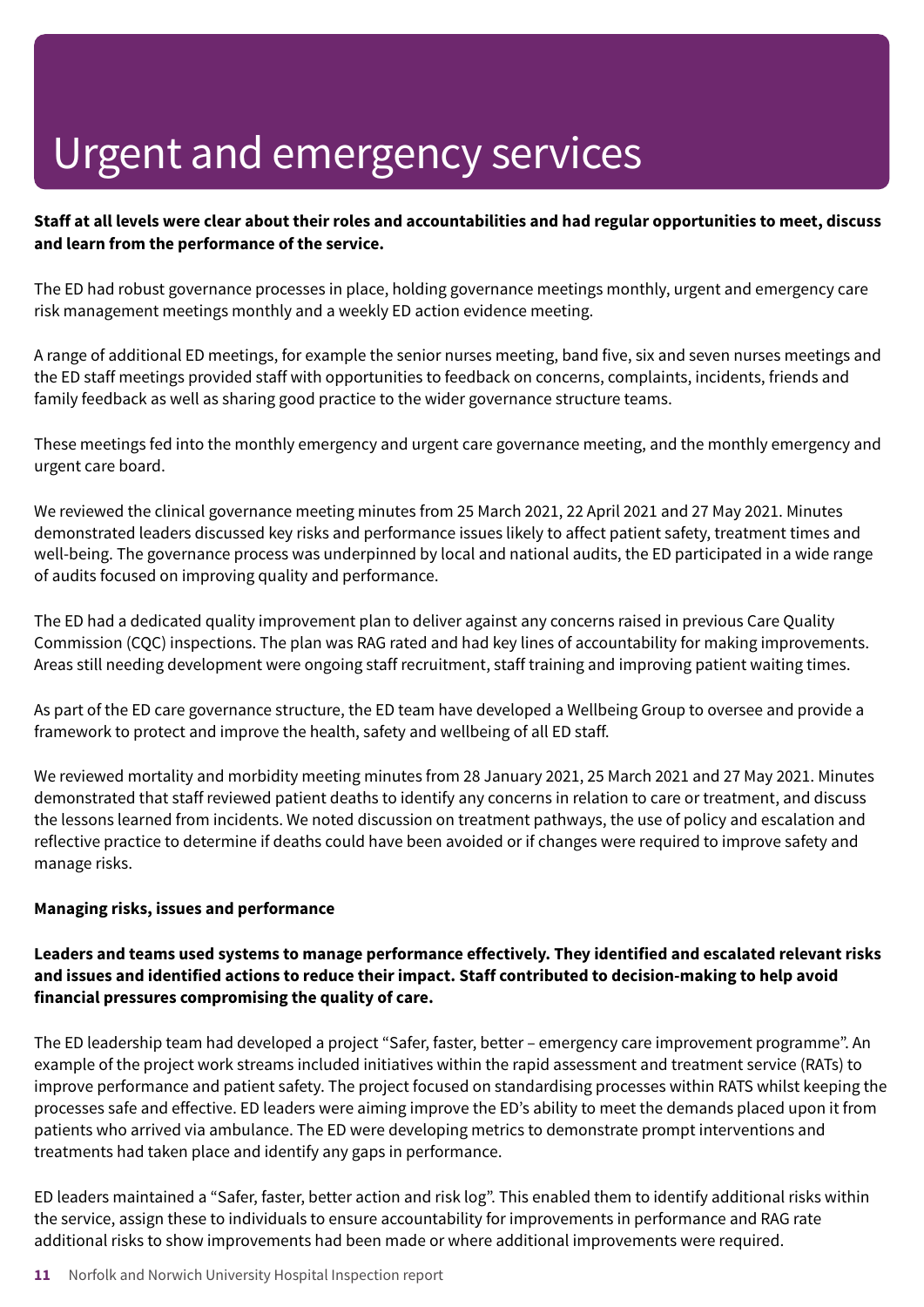# Urgent and emergency services

**Staff at all levels were clear about their roles and accountabilities and had regular opportunities to meet, discuss and learn from the performance of the service.**

The ED had robust governance processes in place, holding governance meetings monthly, urgent and emergency care risk management meetings monthly and a weekly ED action evidence meeting.

A range of additional ED meetings, for example the senior nurses meeting, band five, six and seven nurses meetings and the ED staff meetings provided staff with opportunities to feedback on concerns, complaints, incidents, friends and family feedback as well as sharing good practice to the wider governance structure teams.

These meetings fed into the monthly emergency and urgent care governance meeting, and the monthly emergency and urgent care board.

We reviewed the clinical governance meeting minutes from 25 March 2021, 22 April 2021 and 27 May 2021. Minutes demonstrated leaders discussed key risks and performance issues likely to affect patient safety, treatment times and well-being. The governance process was underpinned by local and national audits, the ED participated in a wide range of audits focused on improving quality and performance.

The ED had a dedicated quality improvement plan to deliver against any concerns raised in previous Care Quality Commission (CQC) inspections. The plan was RAG rated and had key lines of accountability for making improvements. Areas still needing development were ongoing staff recruitment, staff training and improving patient waiting times.

As part of the ED care governance structure, the ED team have developed a Wellbeing Group to oversee and provide a framework to protect and improve the health, safety and wellbeing of all ED staff.

We reviewed mortality and morbidity meeting minutes from 28 January 2021, 25 March 2021 and 27 May 2021. Minutes demonstrated that staff reviewed patient deaths to identify any concerns in relation to care or treatment, and discuss the lessons learned from incidents. We noted discussion on treatment pathways, the use of policy and escalation and reflective practice to determine if deaths could have been avoided or if changes were required to improve safety and manage risks.

**Managing risks, issues and performance**

**Leaders and teams used systems to manage performance effectively. They identified and escalated relevant risks and issues and identified actions to reduce their impact. Staff contributed to decision-making to help avoid financial pressures compromising the quality of care.**

The ED leadership team had developed a project "Safer, faster, better – emergency care improvement programme". An example of the project work streams included initiatives within the rapid assessment and treatment service (RATs) to improve performance and patient safety. The project focused on standardising processes within RATS whilst keeping the processes safe and effective. ED leaders were aiming improve the ED's ability to meet the demands placed upon it from patients who arrived via ambulance. The ED were developing metrics to demonstrate prompt interventions and treatments had taken place and identify any gaps in performance.

ED leaders maintained a "Safer, faster, better action and risk log". This enabled them to identify additional risks within the service, assign these to individuals to ensure accountability for improvements in performance and RAG rate additional risks to show improvements had been made or where additional improvements were required.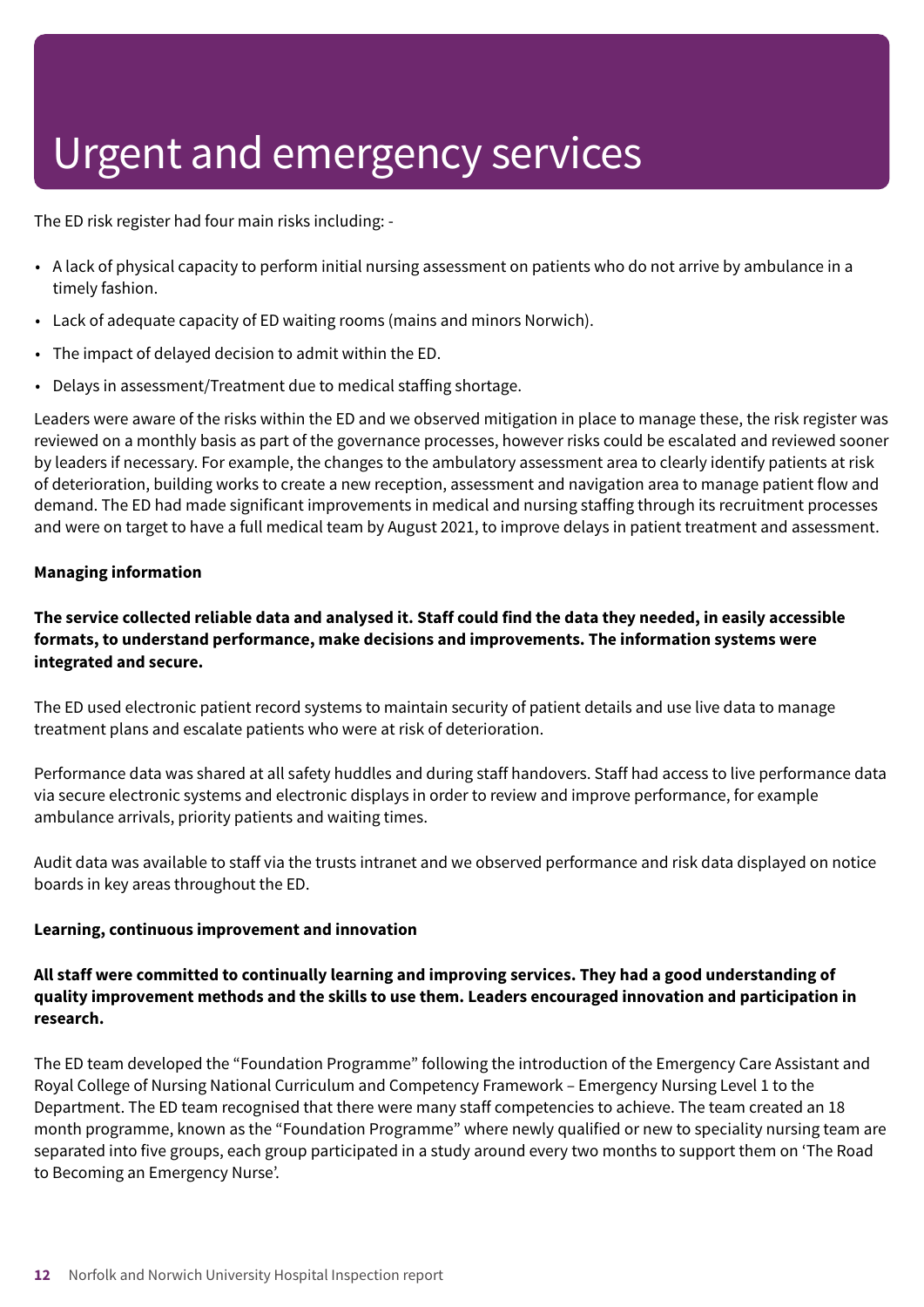# Urgent and emergency services

The ED risk register had four main risks including: -

- A lack of physical capacity to perform initial nursing assessment on patients who do not arrive by ambulance in a timely fashion.
- Lack of adequate capacity of ED waiting rooms (mains and minors Norwich).
- The impact of delayed decision to admit within the ED.
- Delays in assessment/Treatment due to medical staffing shortage.

Leaders were aware of the risks within the ED and we observed mitigation in place to manage these, the risk register was reviewed on a monthly basis as part of the governance processes, however risks could be escalated and reviewed sooner by leaders if necessary. For example, the changes to the ambulatory assessment area to clearly identify patients at risk of deterioration, building works to create a new reception, assessment and navigation area to manage patient flow and demand. The ED had made significant improvements in medical and nursing staffing through its recruitment processes and were on target to have a full medical team by August 2021, to improve delays in patient treatment and assessment.

**Managing information**

**The service collected reliable data and analysed it. Staff could find the data they needed, in easily accessible formats, to understand performance, make decisions and improvements. The information systems were integrated and secure.**

The ED used electronic patient record systems to maintain security of patient details and use live data to manage treatment plans and escalate patients who were at risk of deterioration.

Performance data was shared at all safety huddles and during staff handovers. Staff had access to live performance data via secure electronic systems and electronic displays in order to review and improve performance, for example ambulance arrivals, priority patients and waiting times.

Audit data was available to staff via the trusts intranet and we observed performance and risk data displayed on notice boards in key areas throughout the ED.

**Learning, continuous improvement and innovation**

**All staff were committed to continually learning and improving services. They had a good understanding of quality improvement methods and the skills to use them. Leaders encouraged innovation and participation in research.**

The ED team developed the "Foundation Programme" following the introduction of the Emergency Care Assistant and Royal College of Nursing National Curriculum and Competency Framework – Emergency Nursing Level 1 to the Department. The ED team recognised that there were many staff competencies to achieve. The team created an 18 month programme, known as the "Foundation Programme" where newly qualified or new to speciality nursing team are separated into five groups, each group participated in a study around every two months to support them on 'The Road to Becoming an Emergency Nurse'.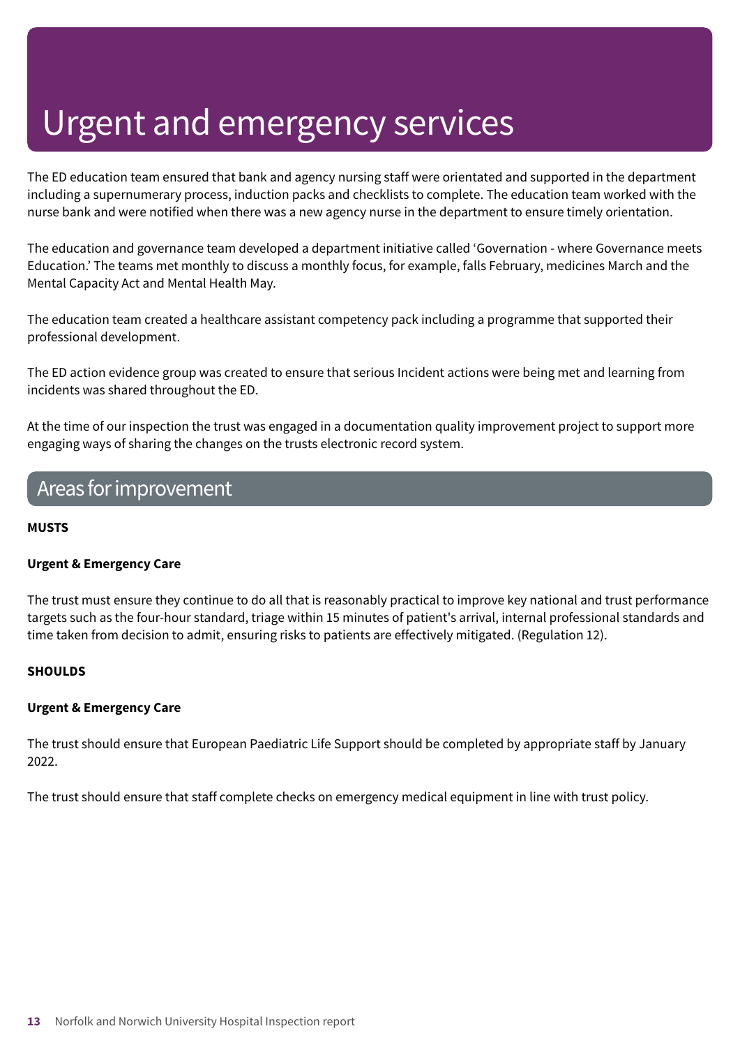# Urgent and emergency services

The ED education team ensured that bank and agency nursing staff were orientated and supported in the department including a supernumerary process, induction packs and checklists to complete. The education team worked with the nurse bank and were notified when there was a new agency nurse in the department to ensure timely orientation.

The education and governance team developed a department initiative called 'Governation - where Governance meets Education.' The teams met monthly to discuss a monthly focus, for example, falls February, medicines March and the Mental Capacity Act and Mental Health May.

The education team created a healthcare assistant competency pack including a programme that supported their professional development.

The ED action evidence group was created to ensure that serious Incident actions were being met and learning from incidents was shared throughout the ED.

At the time of our inspection the trust was engaged in a documentation quality improvement project to support more engaging ways of sharing the changes on the trusts electronic record system.

## Areas for improvement

**MUSTS**

**Urgent & Emergency Care**

The trust must ensure they continue to do all that is reasonably practical to improve key national and trust performance targets such as the four-hour standard, triage within 15 minutes of patient's arrival, internal professional standards and time taken from decision to admit, ensuring risks to patients are effectively mitigated. (Regulation 12).

**SHOULDS**

**Urgent & Emergency Care**

The trust should ensure that European Paediatric Life Support should be completed by appropriate staff by January 2022.

The trust should ensure that staff complete checks on emergency medical equipment in line with trust policy.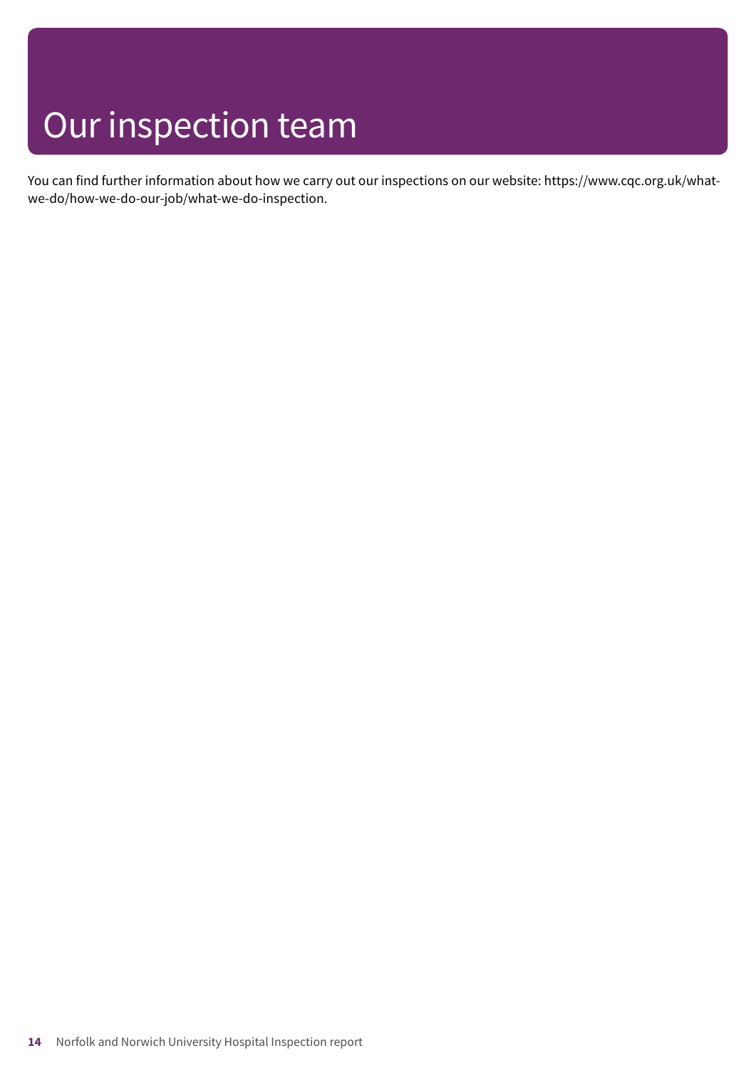# Our inspection team

You can find further information about how we carry out our inspections on our website: https://www.cqc.org.uk/what-we-do/how-we-do-our-job/what-we-do-inspection.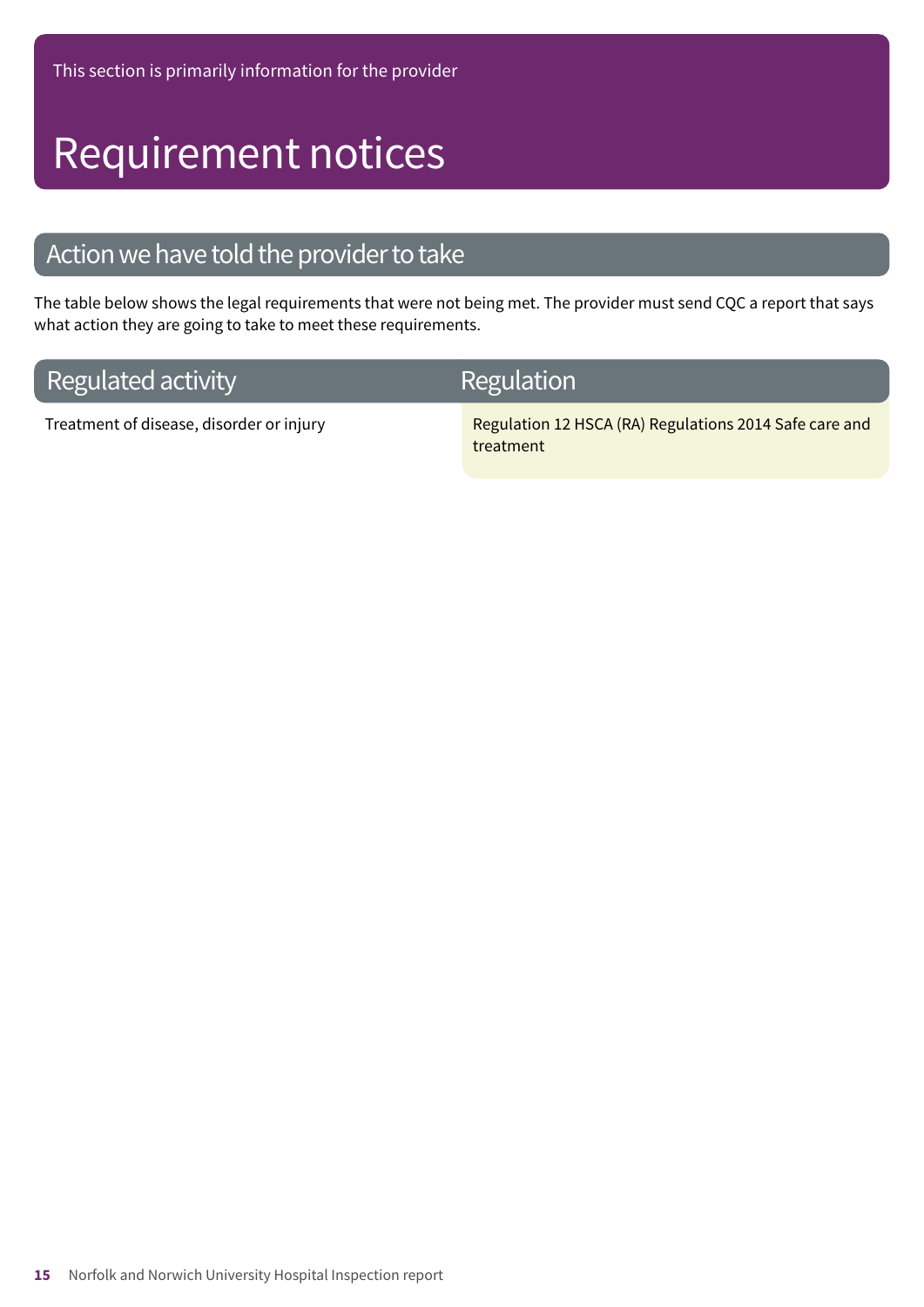This section is primarily information for the provider

# Requirement notices

## Action we have told the provider to take

The table below shows the legal requirements that were not being met. The provider must send CQC a report that says what action they are going to take to meet these requirements.

| Regulated activity | Regulation |
|---|---|
| Treatment of disease, disorder or injury | Regulation 12 HSCA (RA) Regulations 2014 Safe care and treatment |